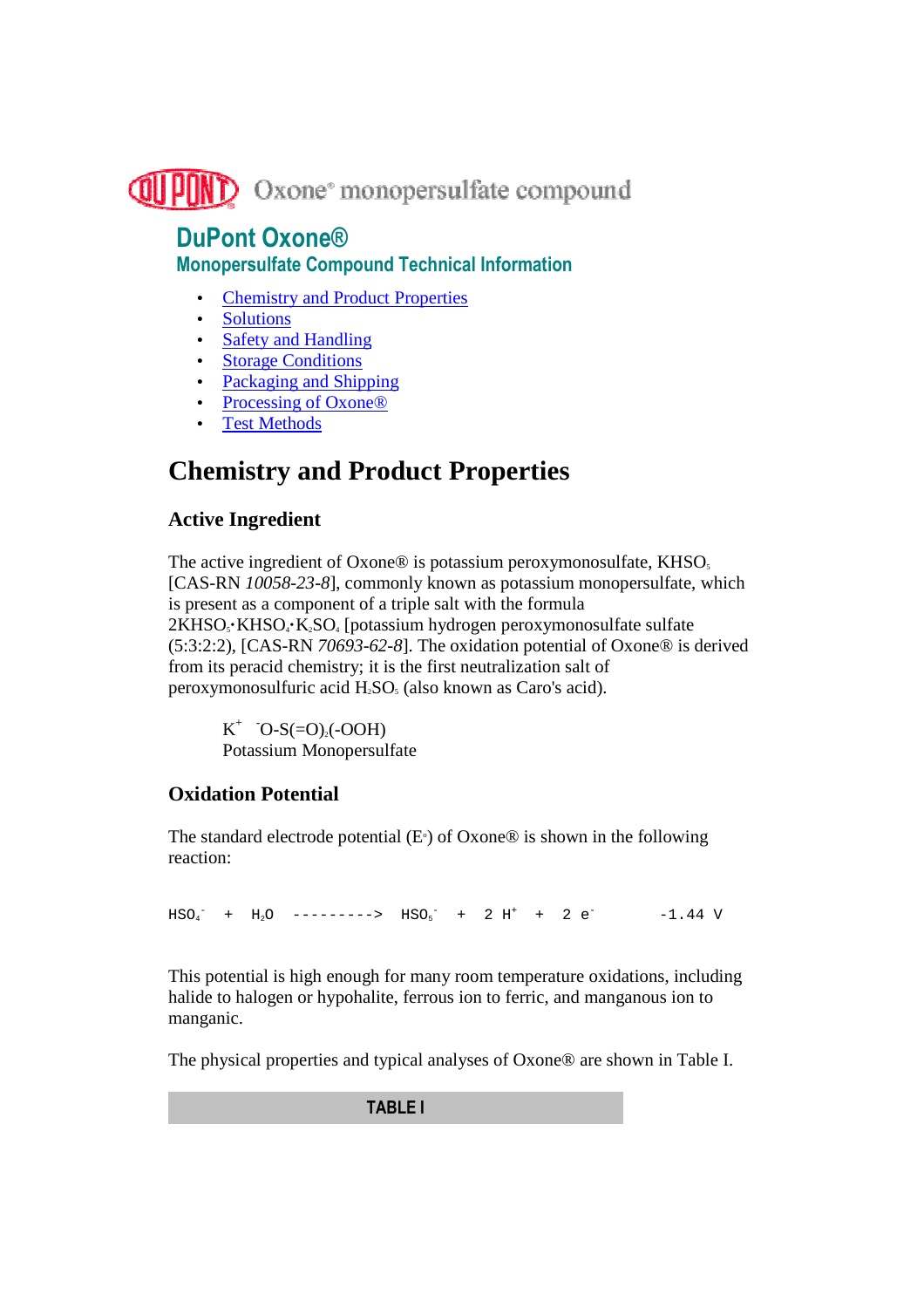Oxone® monopersulfate compound

# DuPont Oxone®

## Monopersulfate Compound Technical Information

- Chemistry and Product Properties
- Solutions
- Safety and Handling
- Storage Conditions
- Packaging and Shipping
- Processing of Oxone®
- Test Methods

# Chemistry and Product Properties

### Active Ingredient

The active ingredient of Oxone® is potassium peroxymonosulfate, $KHSO_5$ [CAS-RN *10058-23-8*], commonly known as potassium monopersulfate, which is present as a component of a triple salt with the formula $2KHSO_5 \cdot KHSO_4 \cdot K_2SO_4$ [potassium hydrogen peroxymonosulfate sulfate (5:3:2:2), [CAS-RN *70693-62-8*]. The oxidation potential of Oxone® is derived from its peracid chemistry; it is the first neutralization salt of peroxymonosulfuric acid $H_2SO_5$ (also known as Caro's acid).

> $K^+$ $^-O\text{-}S(=O)_2(\text{-}OOH)$
> Potassium Monopersulfate

### Oxidation Potential

The standard electrode potential ($E^\circ$) of Oxone® is shown in the following reaction:

$$HSO_4^- + H_2O \longrightarrow HSO_5^- + 2\,H^+ + 2\,e^- \qquad -1.44\ V$$

This potential is high enough for many room temperature oxidations, including halide to halogen or hypohalite, ferrous ion to ferric, and manganous ion to manganic.

The physical properties and typical analyses of Oxone® are shown in Table I.

**TABLE I**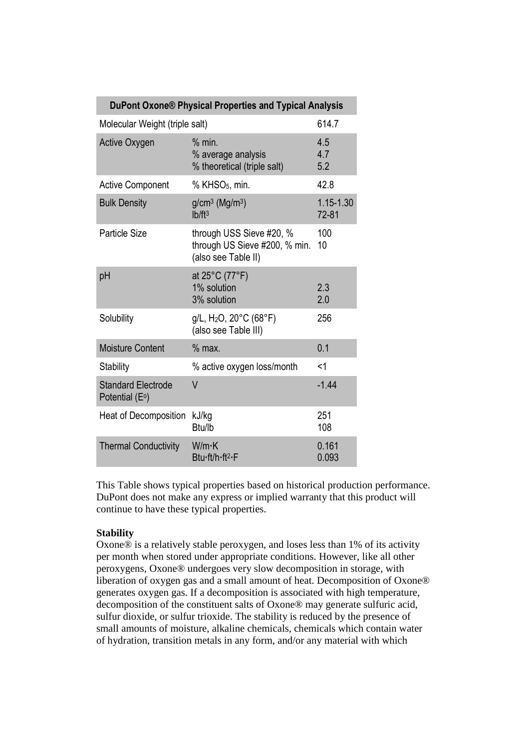| DuPont Oxone® Physical Properties and Typical Analysis | | |
|---|---|---|
| Molecular Weight (triple salt) | | 614.7 |
| Active Oxygen | % min.<br>% average analysis<br>% theoretical (triple salt) | 4.5<br>4.7<br>5.2 |
| Active Component | % $KHSO_5$, min. | 42.8 |
| Bulk Density | $g/cm^3$ ($Mg/m^3$)<br>$lb/ft^3$ | 1.15-1.30<br>72-81 |
| Particle Size | through USS Sieve #20, %<br>through US Sieve #200, % min.<br>(also see Table II) | 100<br>10 |
| pH | at 25°C (77°F)<br>1% solution<br>3% solution | <br>2.3<br>2.0 |
| Solubility | g/L, $H_2O$, 20°C (68°F)<br>(also see Table III) | 256 |
| Moisture Content | % max. | 0.1 |
| Stability | % active oxygen loss/month | <1 |
| Standard Electrode Potential ($E^o$) | V | -1.44 |
| Heat of Decomposition | kJ/kg<br>Btu/lb | 251<br>108 |
| Thermal Conductivity | W/m·K<br>Btu·ft/h·$ft^2$·F | 0.161<br>0.093 |

This Table shows typical properties based on historical production performance. DuPont does not make any express or implied warranty that this product will continue to have these typical properties.

**Stability**

Oxone® is a relatively stable peroxygen, and loses less than 1% of its activity per month when stored under appropriate conditions. However, like all other peroxygens, Oxone® undergoes very slow decomposition in storage, with liberation of oxygen gas and a small amount of heat. Decomposition of Oxone® generates oxygen gas. If a decomposition is associated with high temperature, decomposition of the constituent salts of Oxone® may generate sulfuric acid, sulfur dioxide, or sulfur trioxide. The stability is reduced by the presence of small amounts of moisture, alkaline chemicals, chemicals which contain water of hydration, transition metals in any form, and/or any material with which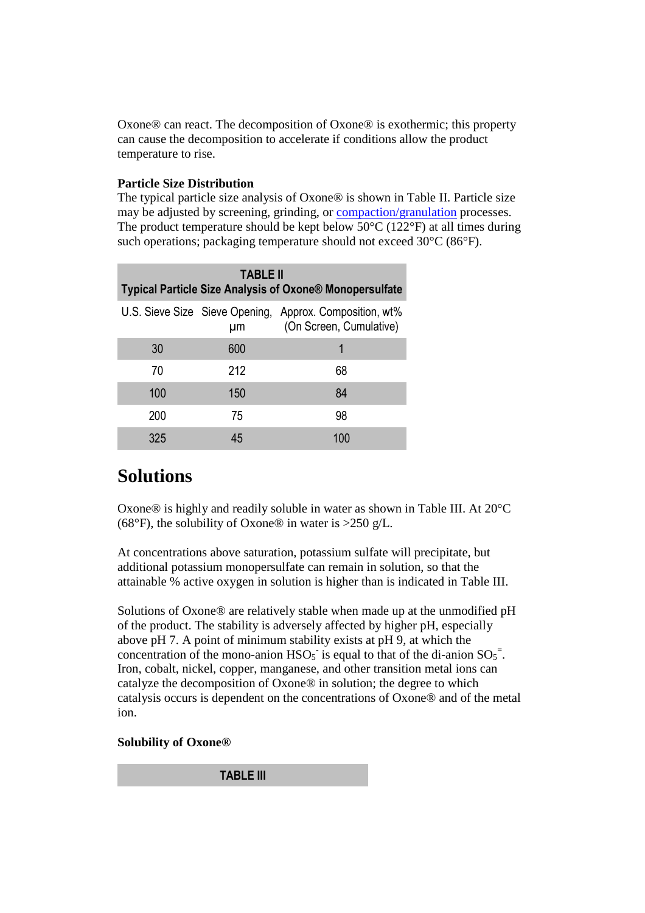Oxone® can react. The decomposition of Oxone® is exothermic; this property can cause the decomposition to accelerate if conditions allow the product temperature to rise.

**Particle Size Distribution**

The typical particle size analysis of Oxone® is shown in Table II. Particle size may be adjusted by screening, grinding, or compaction/granulation processes. The product temperature should be kept below 50°C (122°F) at all times during such operations; packaging temperature should not exceed 30°C (86°F).

**TABLE II**
**Typical Particle Size Analysis of Oxone® Monopersulfate**

| U.S. Sieve Size | Sieve Opening, μm | Approx. Composition, wt% (On Screen, Cumulative) |
|---|---|---|
| 30 | 600 | 1 |
| 70 | 212 | 68 |
| 100 | 150 | 84 |
| 200 | 75 | 98 |
| 325 | 45 | 100 |

# Solutions

Oxone® is highly and readily soluble in water as shown in Table III. At 20°C (68°F), the solubility of Oxone® in water is >250 g/L.

At concentrations above saturation, potassium sulfate will precipitate, but additional potassium monopersulfate can remain in solution, so that the attainable % active oxygen in solution is higher than is indicated in Table III.

Solutions of Oxone® are relatively stable when made up at the unmodified pH of the product. The stability is adversely affected by higher pH, especially above pH 7. A point of minimum stability exists at pH 9, at which the concentration of the mono-anion $HSO_5^-$ is equal to that of the di-anion $SO_5^=$. Iron, cobalt, nickel, copper, manganese, and other transition metal ions can catalyze the decomposition of Oxone® in solution; the degree to which catalysis occurs is dependent on the concentrations of Oxone® and of the metal ion.

**Solubility of Oxone®**

**TABLE III**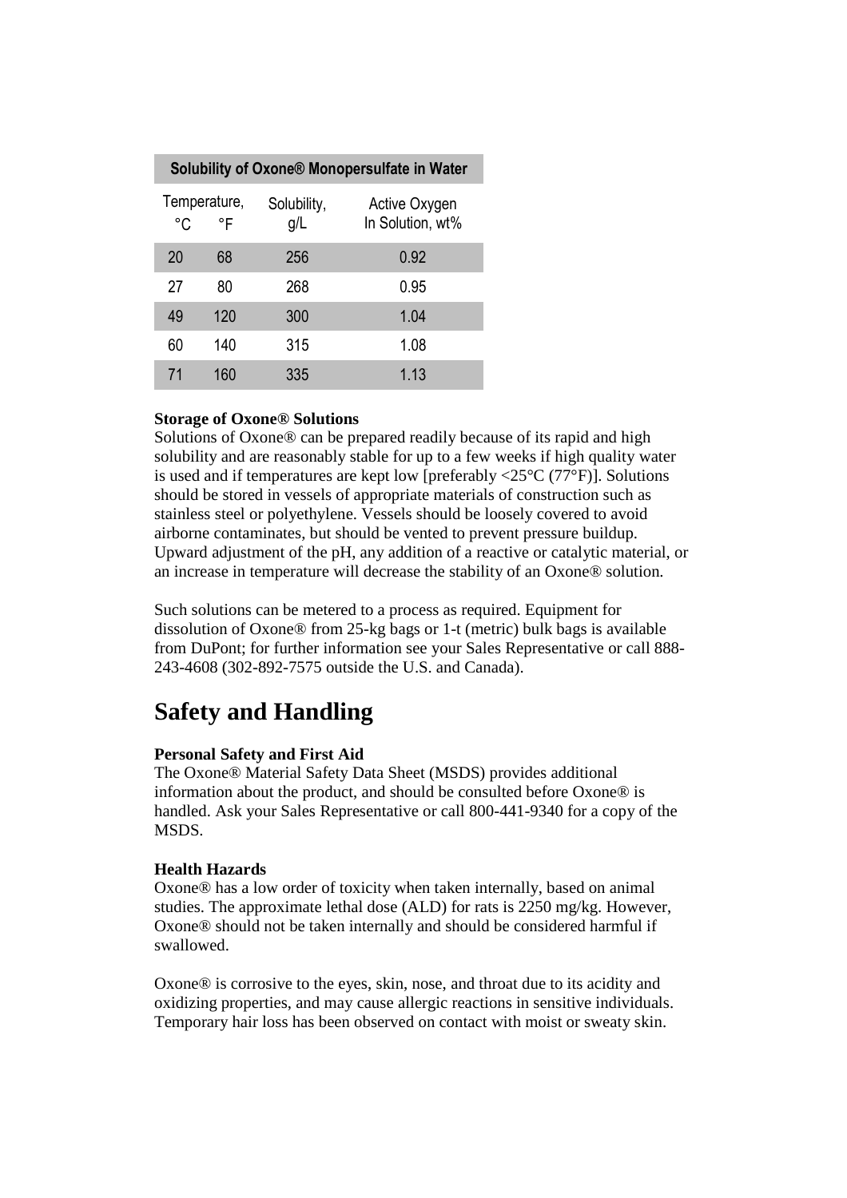| Solubility of Oxone® Monopersulfate in Water | | | |
|---|---|---|---|
| Temperature, °C | °F | Solubility, g/L | Active Oxygen In Solution, wt% |
| 20 | 68 | 256 | 0.92 |
| 27 | 80 | 268 | 0.95 |
| 49 | 120 | 300 | 1.04 |
| 60 | 140 | 315 | 1.08 |
| 71 | 160 | 335 | 1.13 |

**Storage of Oxone® Solutions**
Solutions of Oxone® can be prepared readily because of its rapid and high solubility and are reasonably stable for up to a few weeks if high quality water is used and if temperatures are kept low [preferably <25°C (77°F)]. Solutions should be stored in vessels of appropriate materials of construction such as stainless steel or polyethylene. Vessels should be loosely covered to avoid airborne contaminates, but should be vented to prevent pressure buildup. Upward adjustment of the pH, any addition of a reactive or catalytic material, or an increase in temperature will decrease the stability of an Oxone® solution.

Such solutions can be metered to a process as required. Equipment for dissolution of Oxone® from 25-kg bags or 1-t (metric) bulk bags is available from DuPont; for further information see your Sales Representative or call 888-243-4608 (302-892-7575 outside the U.S. and Canada).

# Safety and Handling

**Personal Safety and First Aid**
The Oxone® Material Safety Data Sheet (MSDS) provides additional information about the product, and should be consulted before Oxone® is handled. Ask your Sales Representative or call 800-441-9340 for a copy of the MSDS.

**Health Hazards**
Oxone® has a low order of toxicity when taken internally, based on animal studies. The approximate lethal dose (ALD) for rats is 2250 mg/kg. However, Oxone® should not be taken internally and should be considered harmful if swallowed.

Oxone® is corrosive to the eyes, skin, nose, and throat due to its acidity and oxidizing properties, and may cause allergic reactions in sensitive individuals. Temporary hair loss has been observed on contact with moist or sweaty skin.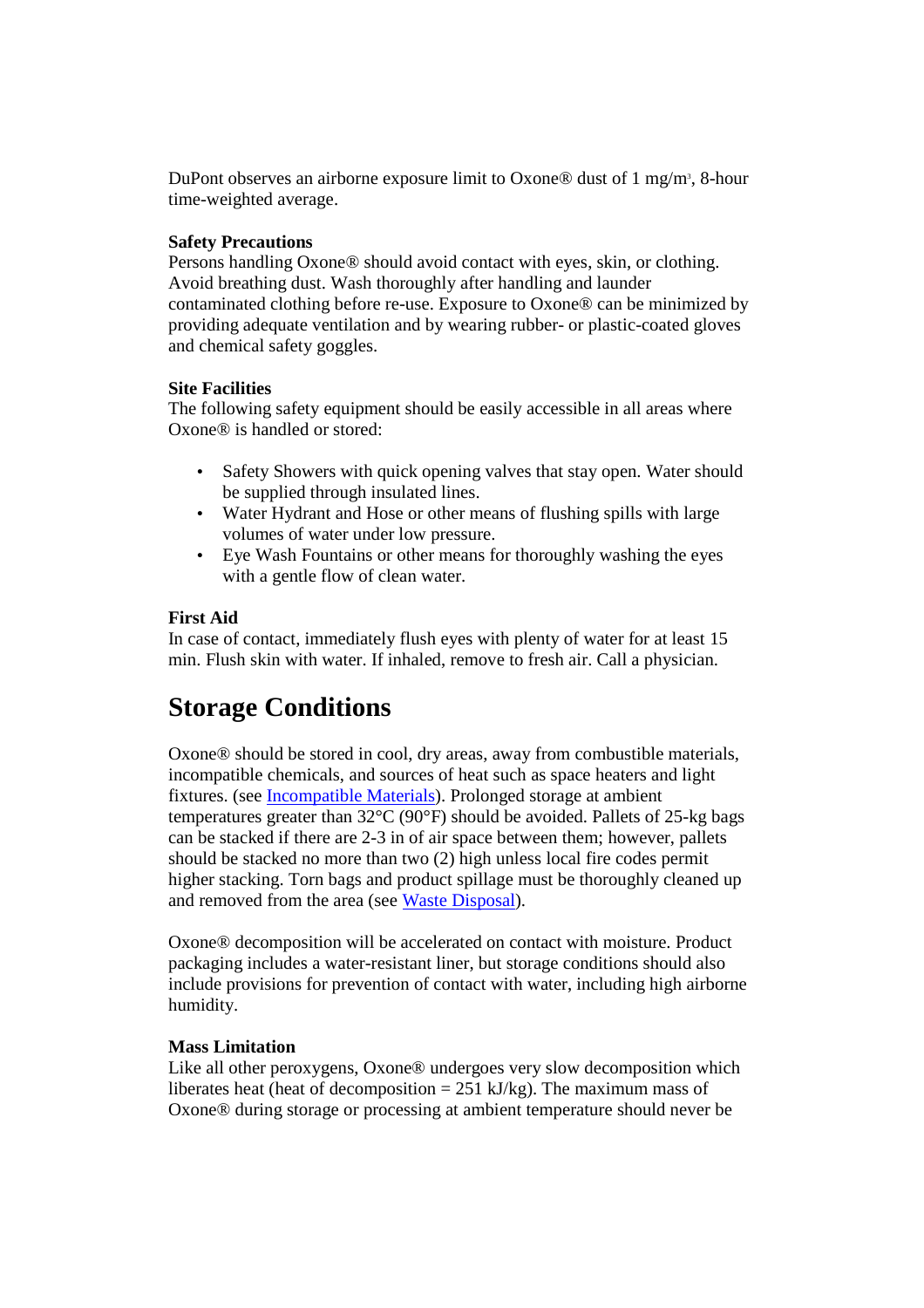DuPont observes an airborne exposure limit to Oxone® dust of 1 $mg/m^3$, 8-hour time-weighted average.

**Safety Precautions**
Persons handling Oxone® should avoid contact with eyes, skin, or clothing. Avoid breathing dust. Wash thoroughly after handling and launder contaminated clothing before re-use. Exposure to Oxone® can be minimized by providing adequate ventilation and by wearing rubber- or plastic-coated gloves and chemical safety goggles.

**Site Facilities**
The following safety equipment should be easily accessible in all areas where Oxone® is handled or stored:

- Safety Showers with quick opening valves that stay open. Water should be supplied through insulated lines.
- Water Hydrant and Hose or other means of flushing spills with large volumes of water under low pressure.
- Eye Wash Fountains or other means for thoroughly washing the eyes with a gentle flow of clean water.

**First Aid**
In case of contact, immediately flush eyes with plenty of water for at least 15 min. Flush skin with water. If inhaled, remove to fresh air. Call a physician.

## Storage Conditions

Oxone® should be stored in cool, dry areas, away from combustible materials, incompatible chemicals, and sources of heat such as space heaters and light fixtures. (see Incompatible Materials). Prolonged storage at ambient temperatures greater than 32°C (90°F) should be avoided. Pallets of 25-kg bags can be stacked if there are 2-3 in of air space between them; however, pallets should be stacked no more than two (2) high unless local fire codes permit higher stacking. Torn bags and product spillage must be thoroughly cleaned up and removed from the area (see Waste Disposal).

Oxone® decomposition will be accelerated on contact with moisture. Product packaging includes a water-resistant liner, but storage conditions should also include provisions for prevention of contact with water, including high airborne humidity.

**Mass Limitation**
Like all other peroxygens, Oxone® undergoes very slow decomposition which liberates heat (heat of decomposition = 251 kJ/kg). The maximum mass of Oxone® during storage or processing at ambient temperature should never be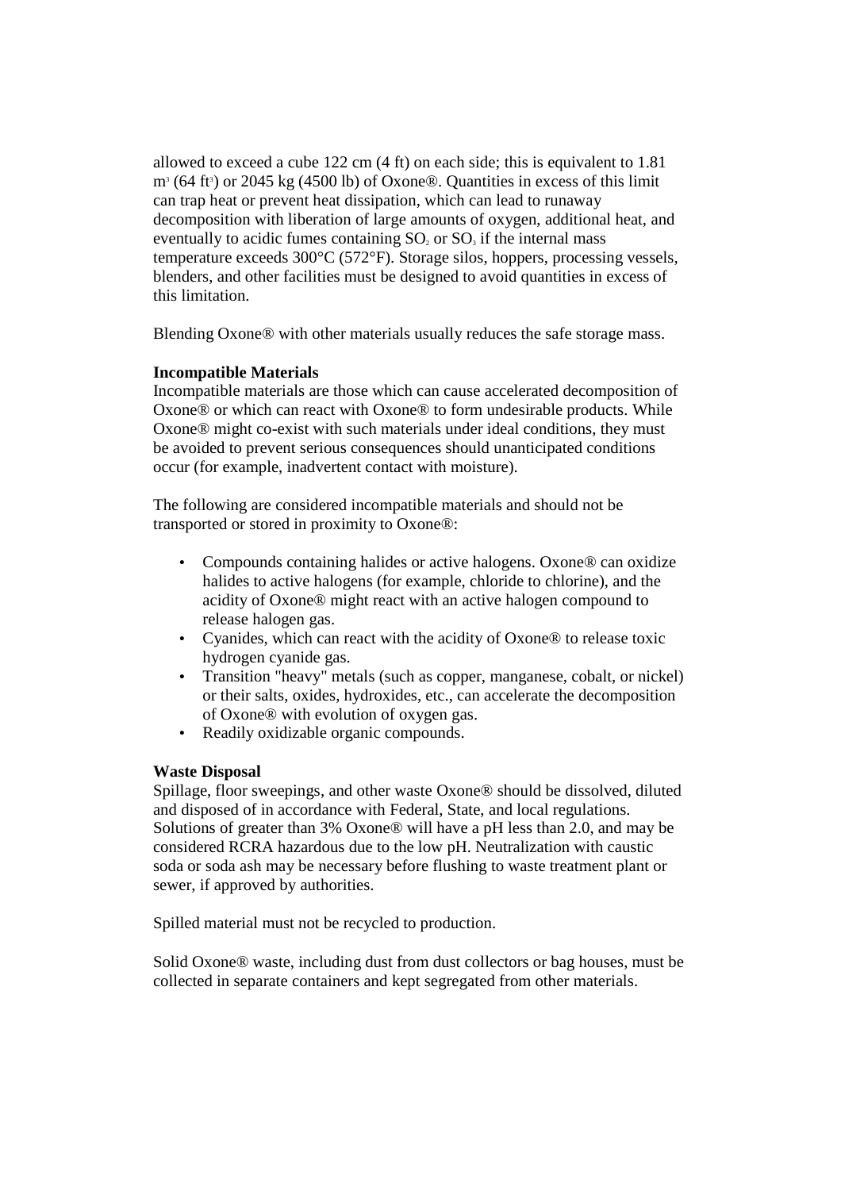allowed to exceed a cube 122 cm (4 ft) on each side; this is equivalent to 1.81 $m^3$ (64 $ft^3$) or 2045 kg (4500 lb) of Oxone®. Quantities in excess of this limit can trap heat or prevent heat dissipation, which can lead to runaway decomposition with liberation of large amounts of oxygen, additional heat, and eventually to acidic fumes containing $SO_2$ or $SO_3$ if the internal mass temperature exceeds 300°C (572°F). Storage silos, hoppers, processing vessels, blenders, and other facilities must be designed to avoid quantities in excess of this limitation.

Blending Oxone® with other materials usually reduces the safe storage mass.

**Incompatible Materials**

Incompatible materials are those which can cause accelerated decomposition of Oxone® or which can react with Oxone® to form undesirable products. While Oxone® might co-exist with such materials under ideal conditions, they must be avoided to prevent serious consequences should unanticipated conditions occur (for example, inadvertent contact with moisture).

The following are considered incompatible materials and should not be transported or stored in proximity to Oxone®:

- Compounds containing halides or active halogens. Oxone® can oxidize halides to active halogens (for example, chloride to chlorine), and the acidity of Oxone® might react with an active halogen compound to release halogen gas.
- Cyanides, which can react with the acidity of Oxone® to release toxic hydrogen cyanide gas.
- Transition "heavy" metals (such as copper, manganese, cobalt, or nickel) or their salts, oxides, hydroxides, etc., can accelerate the decomposition of Oxone® with evolution of oxygen gas.
- Readily oxidizable organic compounds.

**Waste Disposal**

Spillage, floor sweepings, and other waste Oxone® should be dissolved, diluted and disposed of in accordance with Federal, State, and local regulations. Solutions of greater than 3% Oxone® will have a pH less than 2.0, and may be considered RCRA hazardous due to the low pH. Neutralization with caustic soda or soda ash may be necessary before flushing to waste treatment plant or sewer, if approved by authorities.

Spilled material must not be recycled to production.

Solid Oxone® waste, including dust from dust collectors or bag houses, must be collected in separate containers and kept segregated from other materials.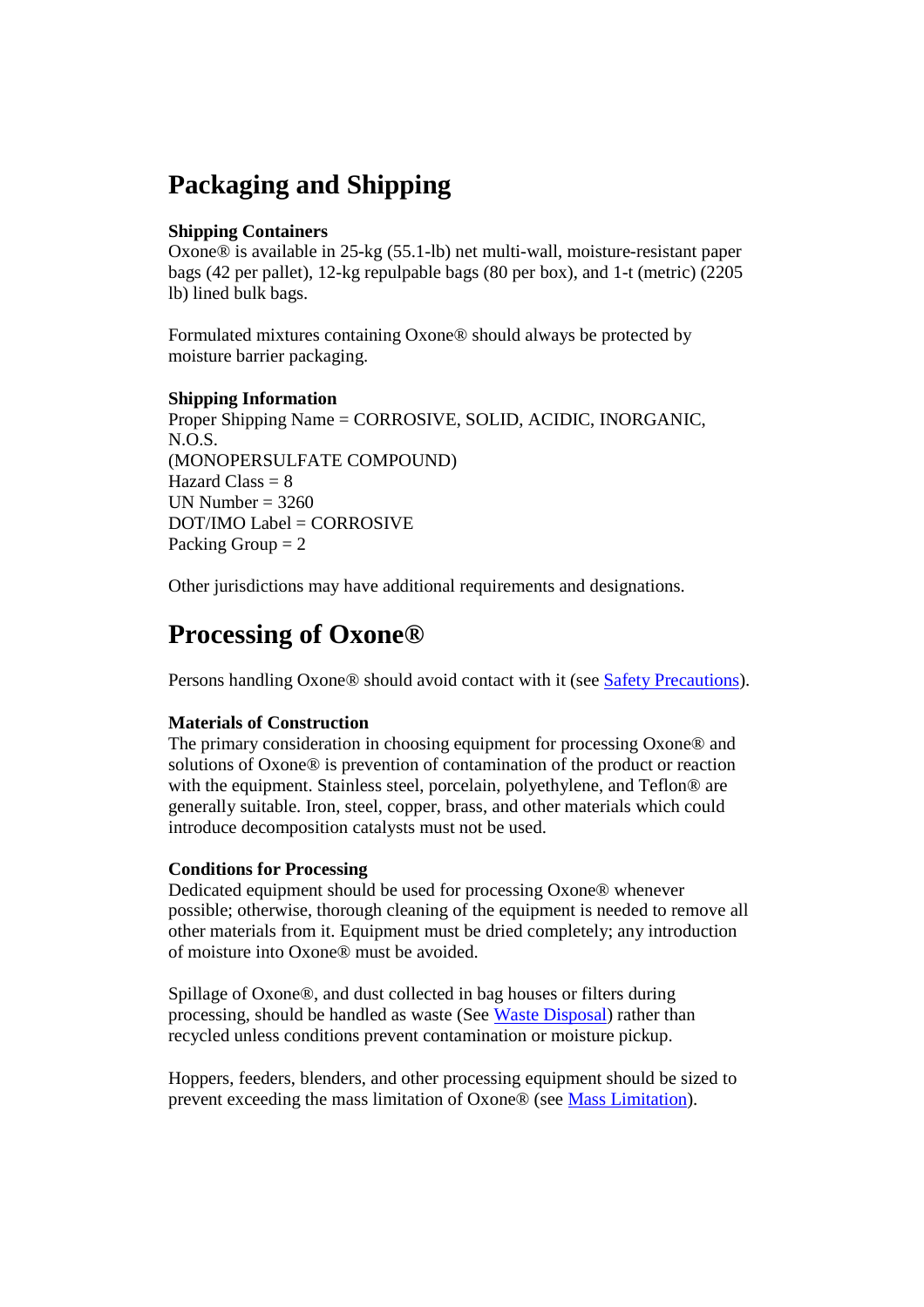# Packaging and Shipping

**Shipping Containers**

Oxone® is available in 25-kg (55.1-lb) net multi-wall, moisture-resistant paper bags (42 per pallet), 12-kg repulpable bags (80 per box), and 1-t (metric) (2205 lb) lined bulk bags.

Formulated mixtures containing Oxone® should always be protected by moisture barrier packaging.

**Shipping Information**

Proper Shipping Name = CORROSIVE, SOLID, ACIDIC, INORGANIC, N.O.S.
(MONOPERSULFATE COMPOUND)
Hazard Class = 8
UN Number = 3260
DOT/IMO Label = CORROSIVE
Packing Group = 2

Other jurisdictions may have additional requirements and designations.

# Processing of Oxone®

Persons handling Oxone® should avoid contact with it (see Safety Precautions).

**Materials of Construction**

The primary consideration in choosing equipment for processing Oxone® and solutions of Oxone® is prevention of contamination of the product or reaction with the equipment. Stainless steel, porcelain, polyethylene, and Teflon® are generally suitable. Iron, steel, copper, brass, and other materials which could introduce decomposition catalysts must not be used.

**Conditions for Processing**

Dedicated equipment should be used for processing Oxone® whenever possible; otherwise, thorough cleaning of the equipment is needed to remove all other materials from it. Equipment must be dried completely; any introduction of moisture into Oxone® must be avoided.

Spillage of Oxone®, and dust collected in bag houses or filters during processing, should be handled as waste (See Waste Disposal) rather than recycled unless conditions prevent contamination or moisture pickup.

Hoppers, feeders, blenders, and other processing equipment should be sized to prevent exceeding the mass limitation of Oxone® (see Mass Limitation).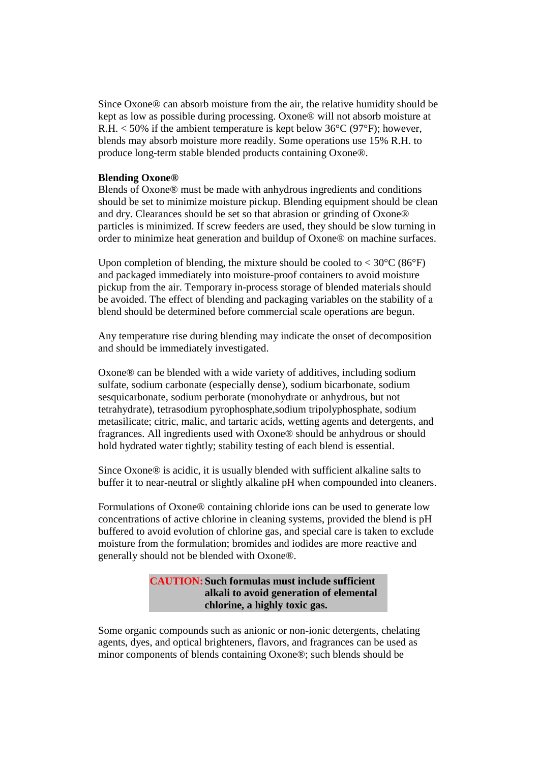Since Oxone® can absorb moisture from the air, the relative humidity should be kept as low as possible during processing. Oxone® will not absorb moisture at R.H. < 50% if the ambient temperature is kept below 36°C (97°F); however, blends may absorb moisture more readily. Some operations use 15% R.H. to produce long-term stable blended products containing Oxone®.

**Blending Oxone®**

Blends of Oxone® must be made with anhydrous ingredients and conditions should be set to minimize moisture pickup. Blending equipment should be clean and dry. Clearances should be set so that abrasion or grinding of Oxone® particles is minimized. If screw feeders are used, they should be slow turning in order to minimize heat generation and buildup of Oxone® on machine surfaces.

Upon completion of blending, the mixture should be cooled to < 30°C (86°F) and packaged immediately into moisture-proof containers to avoid moisture pickup from the air. Temporary in-process storage of blended materials should be avoided. The effect of blending and packaging variables on the stability of a blend should be determined before commercial scale operations are begun.

Any temperature rise during blending may indicate the onset of decomposition and should be immediately investigated.

Oxone® can be blended with a wide variety of additives, including sodium sulfate, sodium carbonate (especially dense), sodium bicarbonate, sodium sesquicarbonate, sodium perborate (monohydrate or anhydrous, but not tetrahydrate), tetrasodium pyrophosphate,sodium tripolyphosphate, sodium metasilicate; citric, malic, and tartaric acids, wetting agents and detergents, and fragrances. All ingredients used with Oxone® should be anhydrous or should hold hydrated water tightly; stability testing of each blend is essential.

Since Oxone® is acidic, it is usually blended with sufficient alkaline salts to buffer it to near-neutral or slightly alkaline pH when compounded into cleaners.

Formulations of Oxone® containing chloride ions can be used to generate low concentrations of active chlorine in cleaning systems, provided the blend is pH buffered to avoid evolution of chlorine gas, and special care is taken to exclude moisture from the formulation; bromides and iodides are more reactive and generally should not be blended with Oxone®.

> **CAUTION: Such formulas must include sufficient alkali to avoid generation of elemental chlorine, a highly toxic gas.**

Some organic compounds such as anionic or non-ionic detergents, chelating agents, dyes, and optical brighteners, flavors, and fragrances can be used as minor components of blends containing Oxone®; such blends should be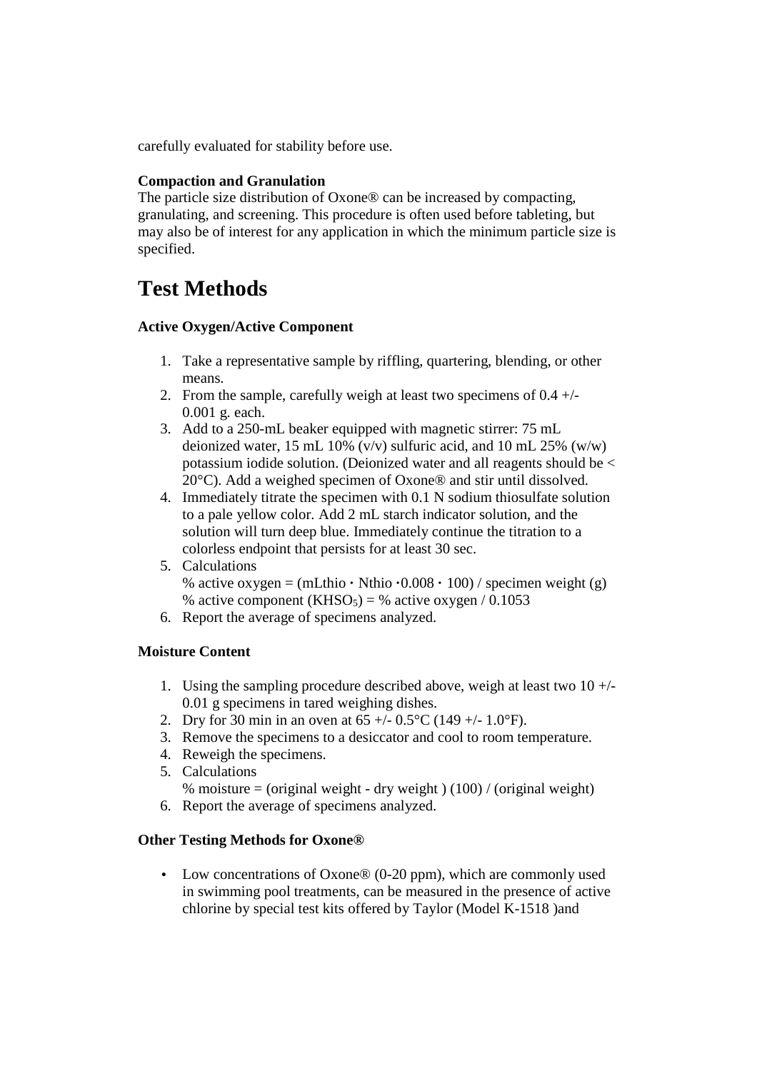carefully evaluated for stability before use.

**Compaction and Granulation**

The particle size distribution of Oxone® can be increased by compacting, granulating, and screening. This procedure is often used before tableting, but may also be of interest for any application in which the minimum particle size is specified.

# Test Methods

**Active Oxygen/Active Component**

1. Take a representative sample by riffling, quartering, blending, or other means.
2. From the sample, carefully weigh at least two specimens of 0.4 +/- 0.001 g. each.
3. Add to a 250-mL beaker equipped with magnetic stirrer: 75 mL deionized water, 15 mL 10% (v/v) sulfuric acid, and 10 mL 25% (w/w) potassium iodide solution. (Deionized water and all reagents should be < 20°C). Add a weighed specimen of Oxone® and stir until dissolved.
4. Immediately titrate the specimen with 0.1 N sodium thiosulfate solution to a pale yellow color. Add 2 mL starch indicator solution, and the solution will turn deep blue. Immediately continue the titration to a colorless endpoint that persists for at least 30 sec.
5. Calculations
   % active oxygen = (mLthio · Nthio ·0.008 · 100) / specimen weight (g)
   % active component ($KHSO_5$) = % active oxygen / 0.1053
6. Report the average of specimens analyzed.

**Moisture Content**

1. Using the sampling procedure described above, weigh at least two 10 +/- 0.01 g specimens in tared weighing dishes.
2. Dry for 30 min in an oven at 65 +/- 0.5°C (149 +/- 1.0°F).
3. Remove the specimens to a desiccator and cool to room temperature.
4. Reweigh the specimens.
5. Calculations
   % moisture = (original weight - dry weight ) (100) / (original weight)
6. Report the average of specimens analyzed.

**Other Testing Methods for Oxone®**

- Low concentrations of Oxone® (0-20 ppm), which are commonly used in swimming pool treatments, can be measured in the presence of active chlorine by special test kits offered by Taylor (Model K-1518 )and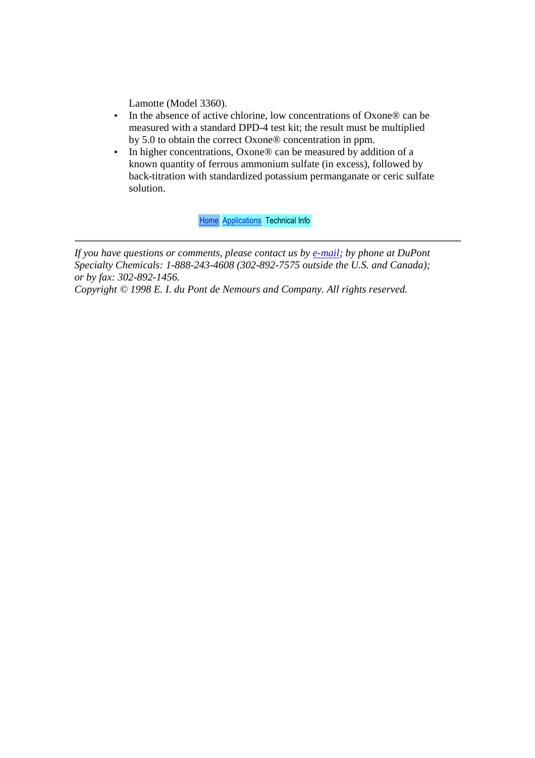Lamotte (Model 3360).

- In the absence of active chlorine, low concentrations of Oxone® can be measured with a standard DPD-4 test kit; the result must be multiplied by 5.0 to obtain the correct Oxone® concentration in ppm.
- In higher concentrations, Oxone® can be measured by addition of a known quantity of ferrous ammonium sulfate (in excess), followed by back-titration with standardized potassium permanganate or ceric sulfate solution.

Home Applications Technical Info

---

*If you have questions or comments, please contact us by e-mail; by phone at DuPont Specialty Chemicals: 1-888-243-4608 (302-892-7575 outside the U.S. and Canada); or by fax: 302-892-1456.*
*Copyright © 1998 E. I. du Pont de Nemours and Company. All rights reserved.*